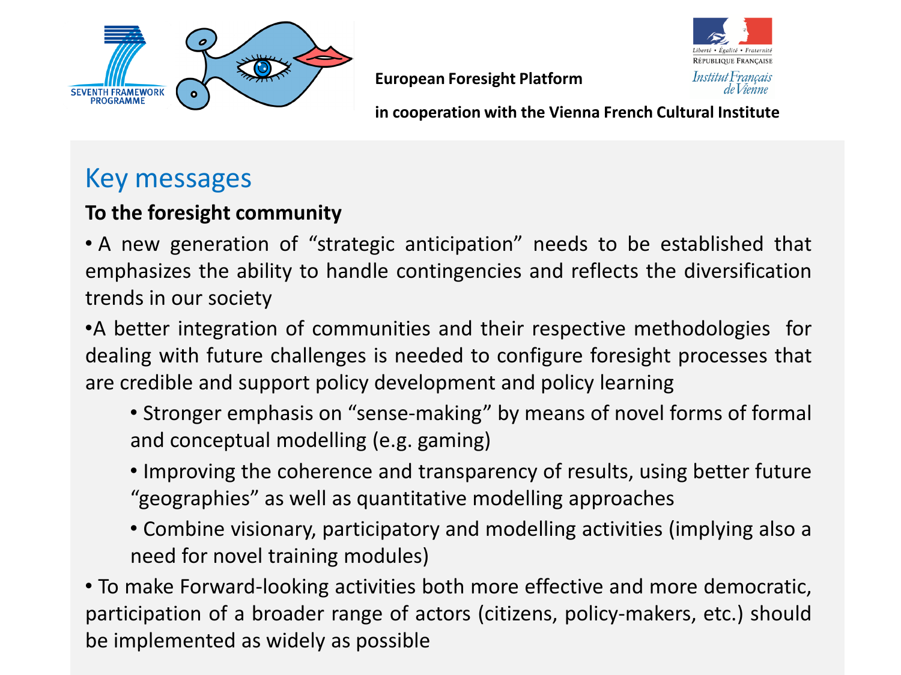European Foresight Platform

in cooperation with the Vienna French Cultural Institute

## Key messages

**To the foresight community**

- A new generation of "strategic anticipation" needs to be established that emphasizes the ability to handle contingencies and reflects the diversification trends in our society
- A better integration of communities and their respective methodologies for dealing with future challenges is needed to configure foresight processes that are credible and support policy development and policy learning
  - Stronger emphasis on "sense-making" by means of novel forms of formal and conceptual modelling (e.g. gaming)
  - Improving the coherence and transparency of results, using better future "geographies" as well as quantitative modelling approaches
  - Combine visionary, participatory and modelling activities (implying also a need for novel training modules)
- To make Forward-looking activities both more effective and more democratic, participation of a broader range of actors (citizens, policy-makers, etc.) should be implemented as widely as possible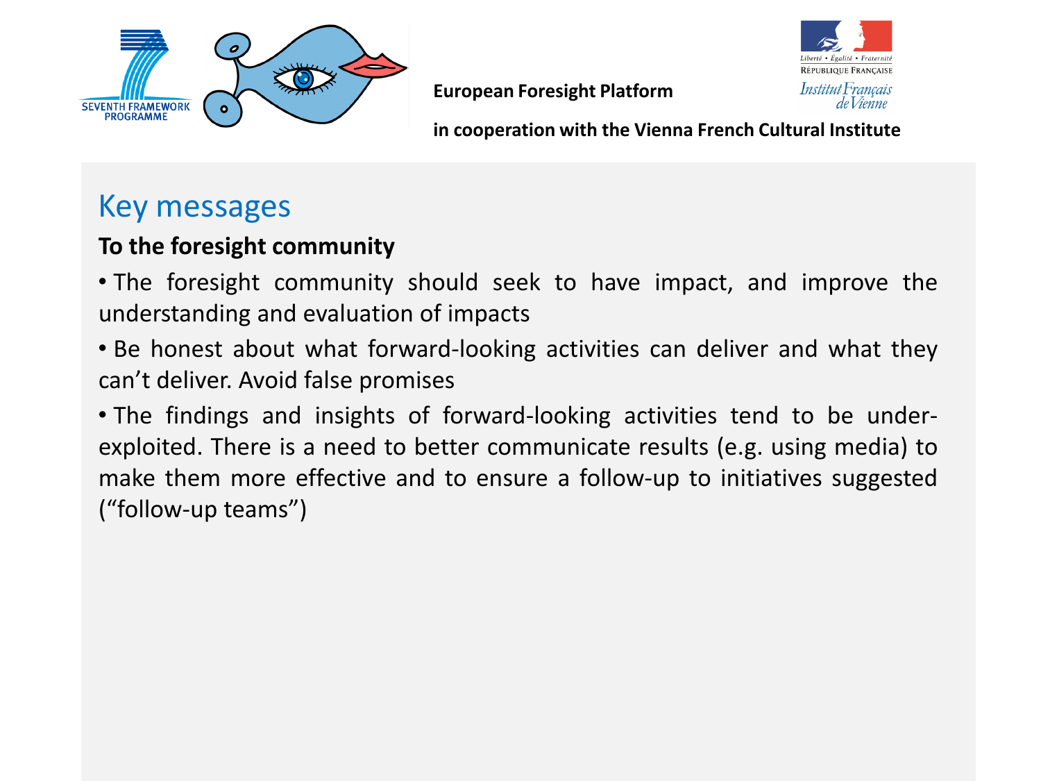European Foresight Platform

in cooperation with the Vienna French Cultural Institute

## Key messages

**To the foresight community**

- The foresight community should seek to have impact, and improve the understanding and evaluation of impacts
- Be honest about what forward-looking activities can deliver and what they can't deliver. Avoid false promises
- The findings and insights of forward-looking activities tend to be under-exploited. There is a need to better communicate results (e.g. using media) to make them more effective and to ensure a follow-up to initiatives suggested ("follow-up teams")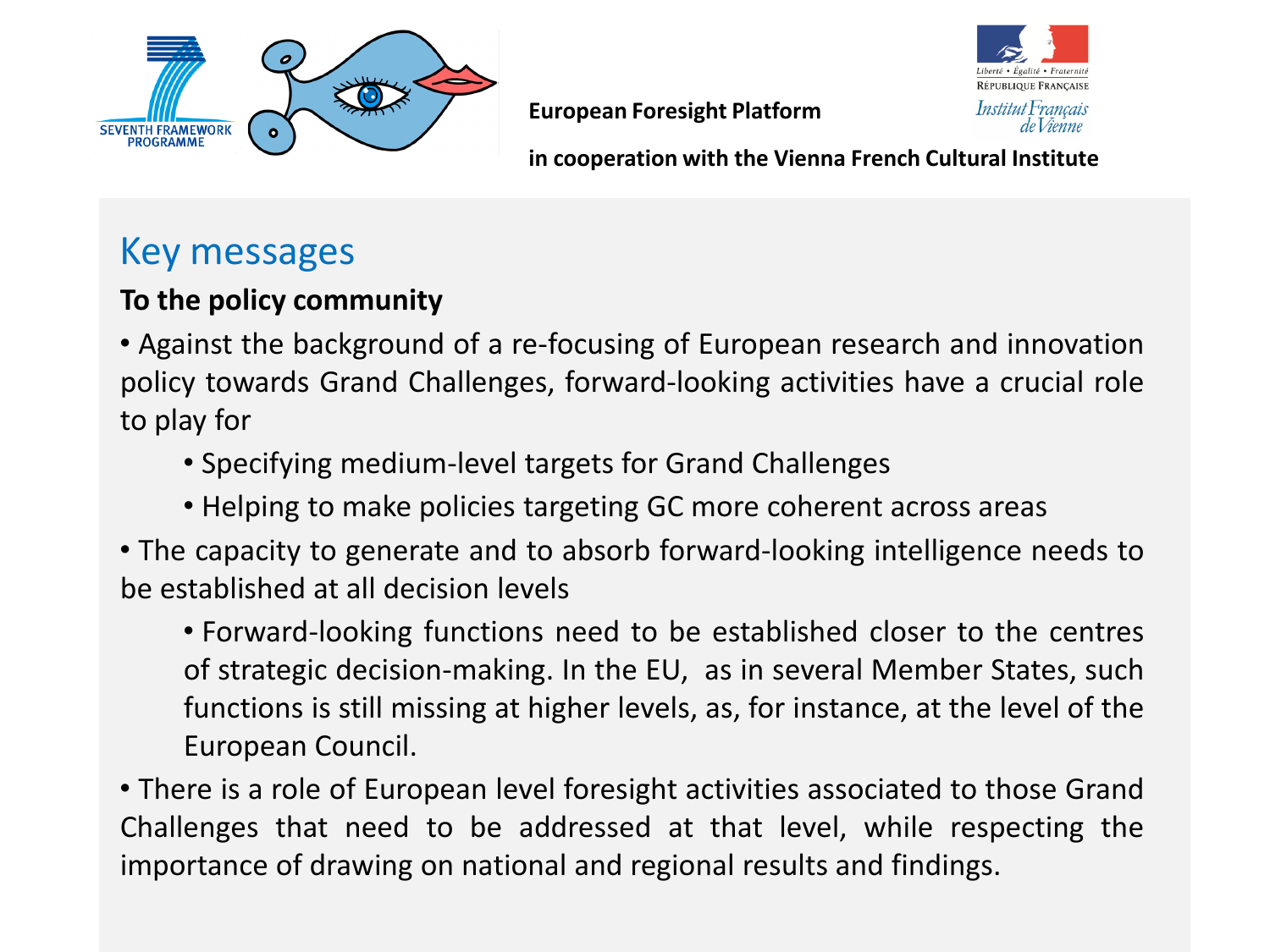European Foresight Platform

in cooperation with the Vienna French Cultural Institute

## Key messages

**To the policy community**

- Against the background of a re-focusing of European research and innovation policy towards Grand Challenges, forward-looking activities have a crucial role to play for
  - Specifying medium-level targets for Grand Challenges
  - Helping to make policies targeting GC more coherent across areas
- The capacity to generate and to absorb forward-looking intelligence needs to be established at all decision levels
  - Forward-looking functions need to be established closer to the centres of strategic decision-making. In the EU, as in several Member States, such functions is still missing at higher levels, as, for instance, at the level of the European Council.
- There is a role of European level foresight activities associated to those Grand Challenges that need to be addressed at that level, while respecting the importance of drawing on national and regional results and findings.